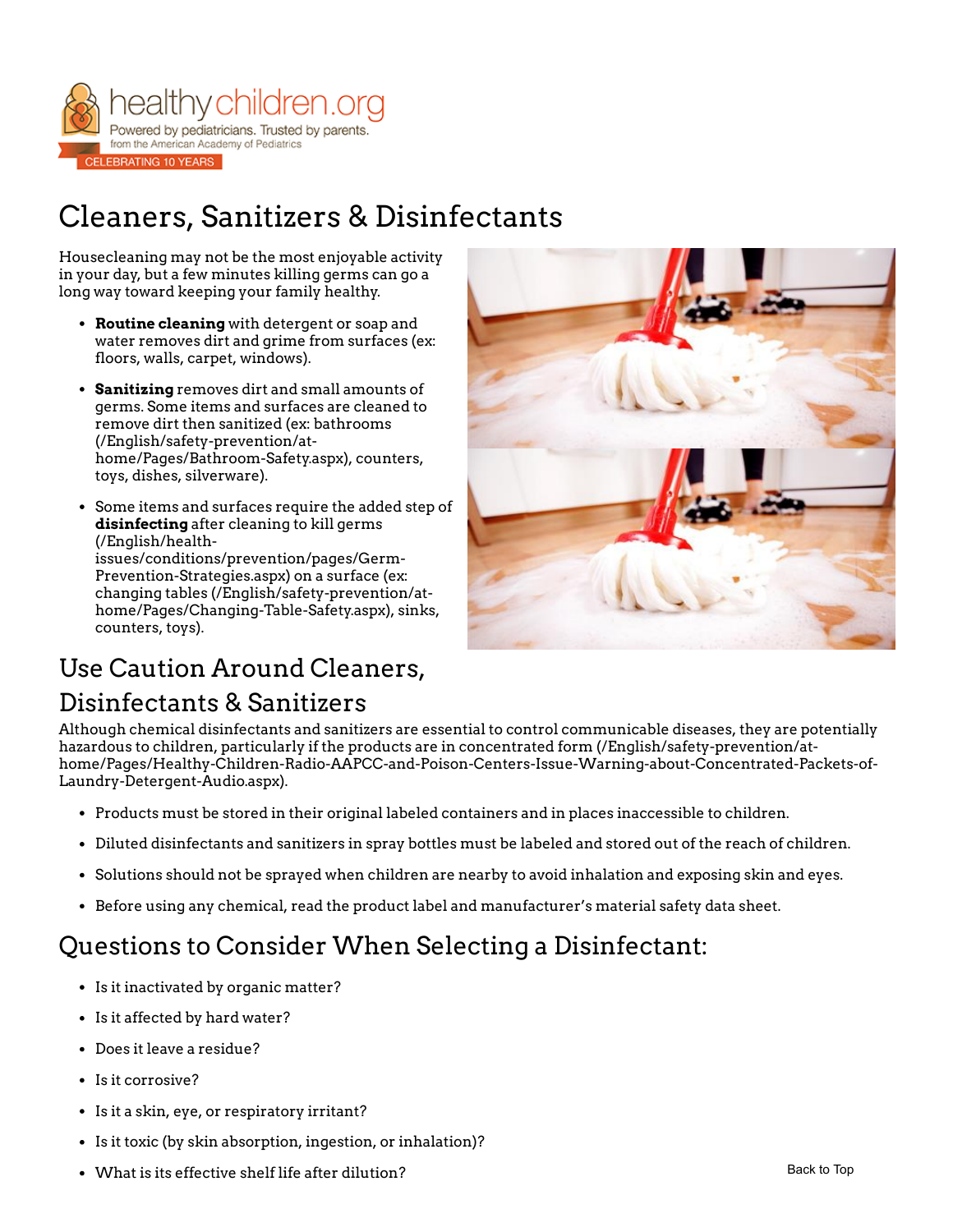# Cleaners, Sanitizers & Disinfectants

Housecleaning may not be the most enjoyable activity in your day, but a few minutes killing germs can go a long way toward keeping your family healthy.

- **Routine cleaning** with detergent or soap and water removes dirt and grime from surfaces (ex: floors, walls, carpet, windows).
- **Sanitizing** removes dirt and small amounts of germs. Some items and surfaces are cleaned to remove dirt then sanitized (ex: bathrooms (/English/safety-prevention/at-home/Pages/Bathroom-Safety.aspx), counters, toys, dishes, silverware).
- Some items and surfaces require the added step of **disinfecting** after cleaning to kill germs (/English/health-issues/conditions/prevention/pages/Germ-Prevention-Strategies.aspx) on a surface (ex: changing tables (/English/safety-prevention/at-home/Pages/Changing-Table-Safety.aspx), sinks, counters, toys).

## Use Caution Around Cleaners, Disinfectants & Sanitizers

Although chemical disinfectants and sanitizers are essential to control communicable diseases, they are potentially hazardous to children, particularly if the products are in concentrated form (/English/safety-prevention/at-home/Pages/Healthy-Children-Radio-AAPCC-and-Poison-Centers-Issue-Warning-about-Concentrated-Packets-of-Laundry-Detergent-Audio.aspx).

- Products must be stored in their original labeled containers and in places inaccessible to children.
- Diluted disinfectants and sanitizers in spray bottles must be labeled and stored out of the reach of children.
- Solutions should not be sprayed when children are nearby to avoid inhalation and exposing skin and eyes.
- Before using any chemical, read the product label and manufacturer's material safety data sheet.

## Questions to Consider When Selecting a Disinfectant:

- Is it inactivated by organic matter?
- Is it affected by hard water?
- Does it leave a residue?
- Is it corrosive?
- Is it a skin, eye, or respiratory irritant?
- Is it toxic (by skin absorption, ingestion, or inhalation)?
- What is its effective shelf life after dilution?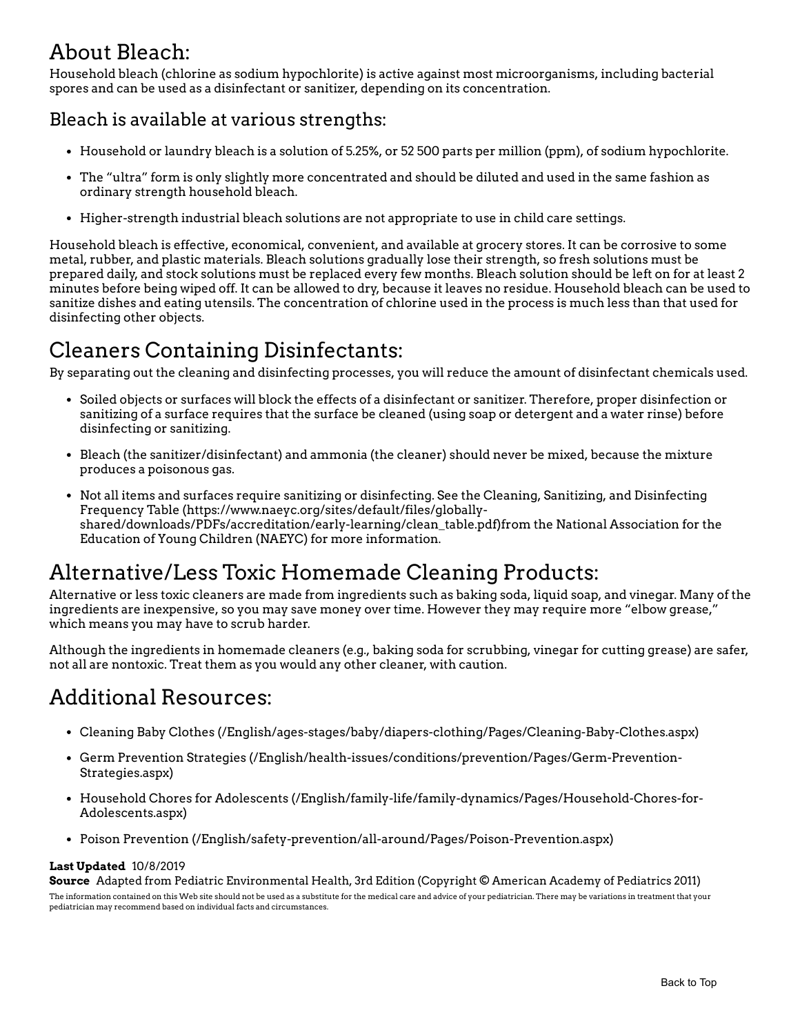## About Bleach:

Household bleach (chlorine as sodium hypochlorite) is active against most microorganisms, including bacterial spores and can be used as a disinfectant or sanitizer, depending on its concentration.

### Bleach is available at various strengths:

- Household or laundry bleach is a solution of 5.25%, or 52 500 parts per million (ppm), of sodium hypochlorite.
- The "ultra" form is only slightly more concentrated and should be diluted and used in the same fashion as ordinary strength household bleach.
- Higher-strength industrial bleach solutions are not appropriate to use in child care settings.

Household bleach is effective, economical, convenient, and available at grocery stores. It can be corrosive to some metal, rubber, and plastic materials. Bleach solutions gradually lose their strength, so fresh solutions must be prepared daily, and stock solutions must be replaced every few months. Bleach solution should be left on for at least 2 minutes before being wiped off. It can be allowed to dry, because it leaves no residue. Household bleach can be used to sanitize dishes and eating utensils. The concentration of chlorine used in the process is much less than that used for disinfecting other objects.

## Cleaners Containing Disinfectants:

By separating out the cleaning and disinfecting processes, you will reduce the amount of disinfectant chemicals used.

- Soiled objects or surfaces will block the effects of a disinfectant or sanitizer. Therefore, proper disinfection or sanitizing of a surface requires that the surface be cleaned (using soap or detergent and a water rinse) before disinfecting or sanitizing.
- Bleach (the sanitizer/disinfectant) and ammonia (the cleaner) should never be mixed, because the mixture produces a poisonous gas.
- Not all items and surfaces require sanitizing or disinfecting. See the Cleaning, Sanitizing, and Disinfecting Frequency Table (https://www.naeyc.org/sites/default/files/globally-shared/downloads/PDFs/accreditation/early-learning/clean_table.pdf)from the National Association for the Education of Young Children (NAEYC) for more information.

## Alternative/Less Toxic Homemade Cleaning Products:

Alternative or less toxic cleaners are made from ingredients such as baking soda, liquid soap, and vinegar. Many of the ingredients are inexpensive, so you may save money over time. However they may require more "elbow grease," which means you may have to scrub harder.

Although the ingredients in homemade cleaners (e.g., baking soda for scrubbing, vinegar for cutting grease) are safer, not all are nontoxic. Treat them as you would any other cleaner, with caution.

## Additional Resources:

- Cleaning Baby Clothes (/English/ages-stages/baby/diapers-clothing/Pages/Cleaning-Baby-Clothes.aspx)
- Germ Prevention Strategies (/English/health-issues/conditions/prevention/Pages/Germ-Prevention-Strategies.aspx)
- Household Chores for Adolescents (/English/family-life/family-dynamics/Pages/Household-Chores-for-Adolescents.aspx)
- Poison Prevention (/English/safety-prevention/all-around/Pages/Poison-Prevention.aspx)

**Last Updated** 10/8/2019

**Source** Adapted from Pediatric Environmental Health, 3rd Edition (Copyright © American Academy of Pediatrics 2011)

The information contained on this Web site should not be used as a substitute for the medical care and advice of your pediatrician. There may be variations in treatment that your pediatrician may recommend based on individual facts and circumstances.

Back to Top